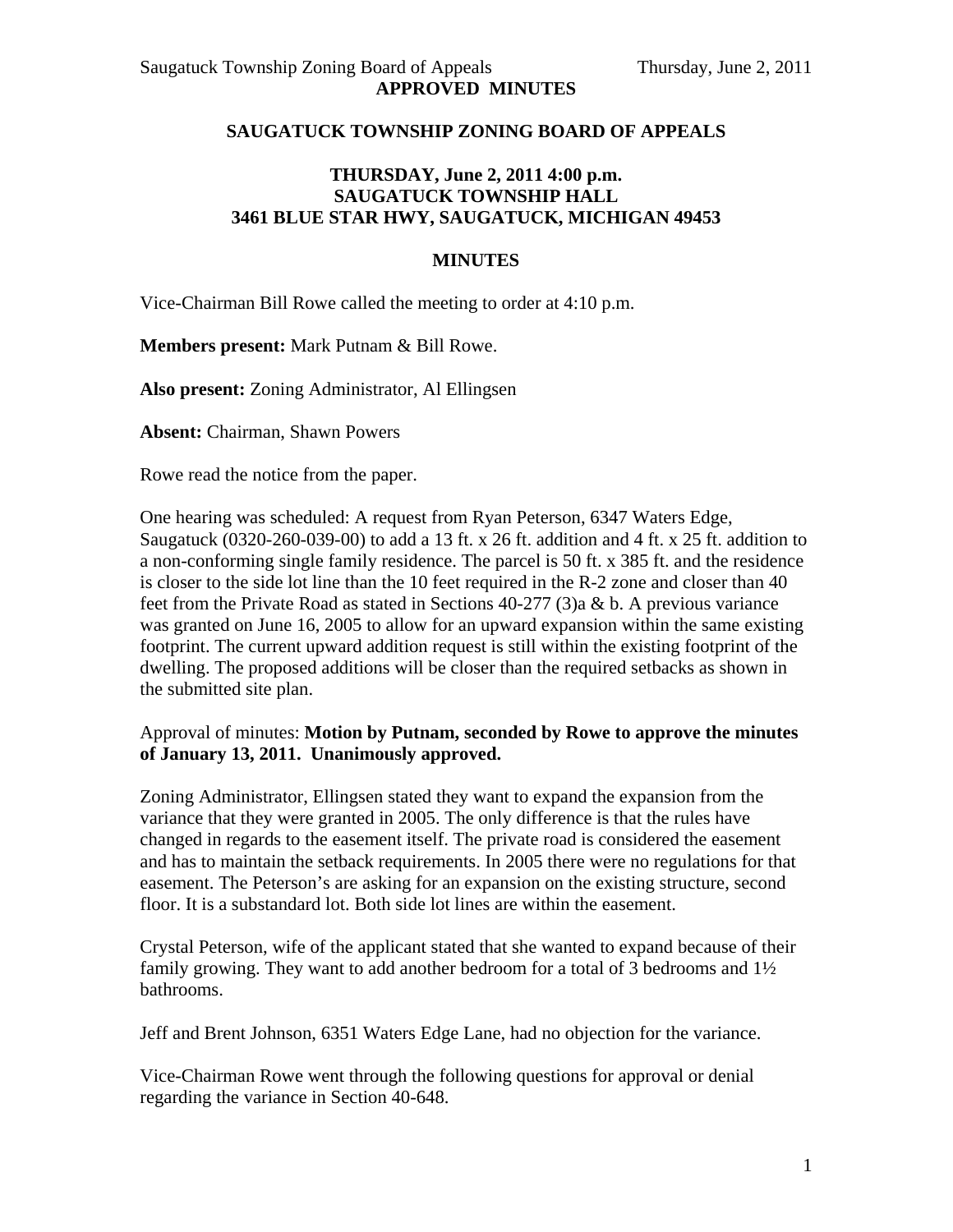**APPROVED MINUTES**

# SAUGATUCK TOWNSHIP ZONING BOARD OF APPEALS

## THURSDAY, June 2, 2011 4:00 p.m.
## SAUGATUCK TOWNSHIP HALL
## 3461 BLUE STAR HWY, SAUGATUCK, MICHIGAN 49453

## MINUTES

Vice-Chairman Bill Rowe called the meeting to order at 4:10 p.m.

**Members present:** Mark Putnam & Bill Rowe.

**Also present:** Zoning Administrator, Al Ellingsen

**Absent:** Chairman, Shawn Powers

Rowe read the notice from the paper.

One hearing was scheduled: A request from Ryan Peterson, 6347 Waters Edge, Saugatuck (0320-260-039-00) to add a 13 ft. x 26 ft. addition and 4 ft. x 25 ft. addition to a non-conforming single family residence. The parcel is 50 ft. x 385 ft. and the residence is closer to the side lot line than the 10 feet required in the R-2 zone and closer than 40 feet from the Private Road as stated in Sections 40-277 (3)a & b. A previous variance was granted on June 16, 2005 to allow for an upward expansion within the same existing footprint. The current upward addition request is still within the existing footprint of the dwelling. The proposed additions will be closer than the required setbacks as shown in the submitted site plan.

Approval of minutes: **Motion by Putnam, seconded by Rowe to approve the minutes of January 13, 2011. Unanimously approved.**

Zoning Administrator, Ellingsen stated they want to expand the expansion from the variance that they were granted in 2005. The only difference is that the rules have changed in regards to the easement itself. The private road is considered the easement and has to maintain the setback requirements. In 2005 there were no regulations for that easement. The Peterson's are asking for an expansion on the existing structure, second floor. It is a substandard lot. Both side lot lines are within the easement.

Crystal Peterson, wife of the applicant stated that she wanted to expand because of their family growing. They want to add another bedroom for a total of 3 bedrooms and 1½ bathrooms.

Jeff and Brent Johnson, 6351 Waters Edge Lane, had no objection for the variance.

Vice-Chairman Rowe went through the following questions for approval or denial regarding the variance in Section 40-648.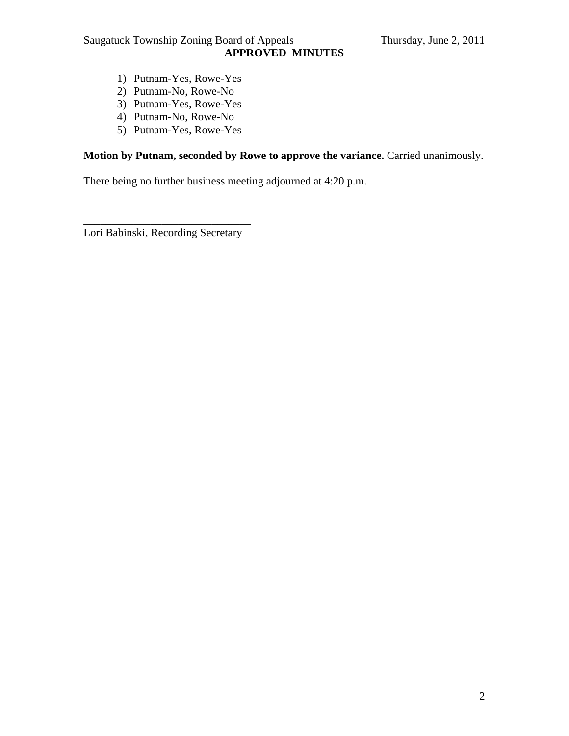1) Putnam-Yes, Rowe-Yes
2) Putnam-No, Rowe-No
3) Putnam-Yes, Rowe-Yes
4) Putnam-No, Rowe-No
5) Putnam-Yes, Rowe-Yes

**Motion by Putnam, seconded by Rowe to approve the variance.** Carried unanimously.

There being no further business meeting adjourned at 4:20 p.m.

______________________________
Lori Babinski, Recording Secretary